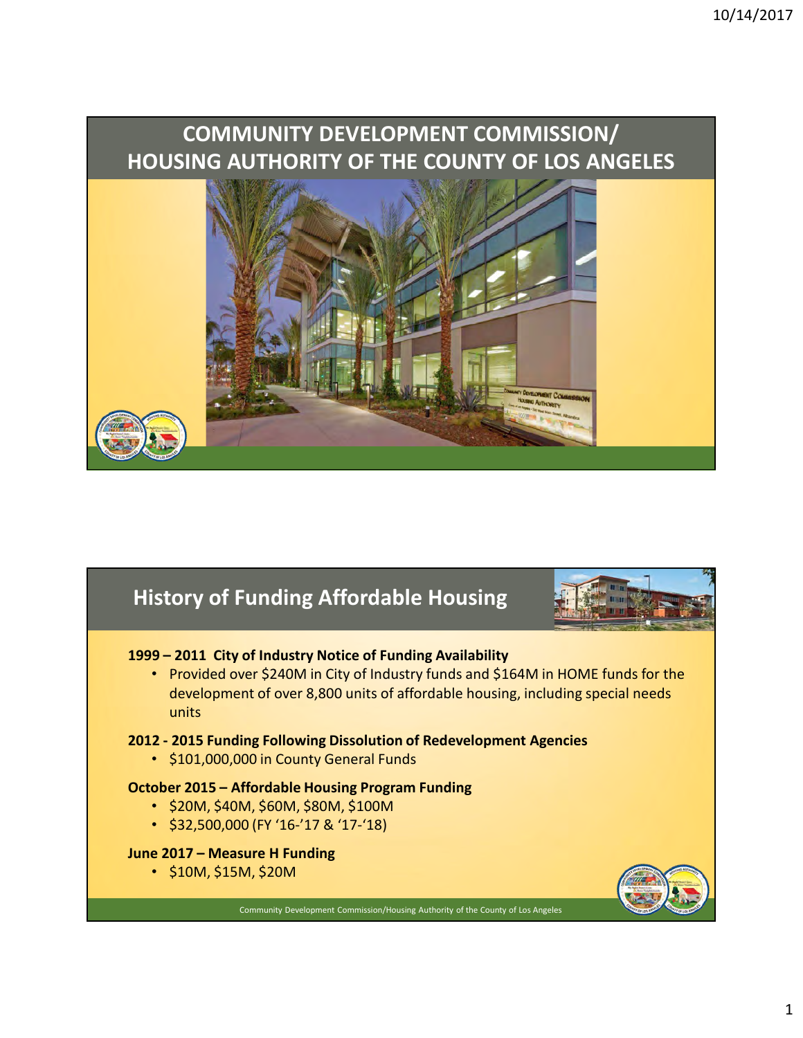# COMMUNITY DEVELOPMENT COMMISSION/ HOUSING AUTHORITY OF THE COUNTY OF LOS ANGELES

## History of Funding Affordable Housing

**1999 – 2011 City of Industry Notice of Funding Availability**

- Provided over $240M in City of Industry funds and $164M in HOME funds for the development of over 8,800 units of affordable housing, including special needs units

**2012 - 2015 Funding Following Dissolution of Redevelopment Agencies**

- $101,000,000 in County General Funds

**October 2015 – Affordable Housing Program Funding**

- $20M, $40M, $60M, $80M, $100M
- $32,500,000 (FY '16-'17 & '17-'18)

**June 2017 – Measure H Funding**

- $10M, $15M, $20M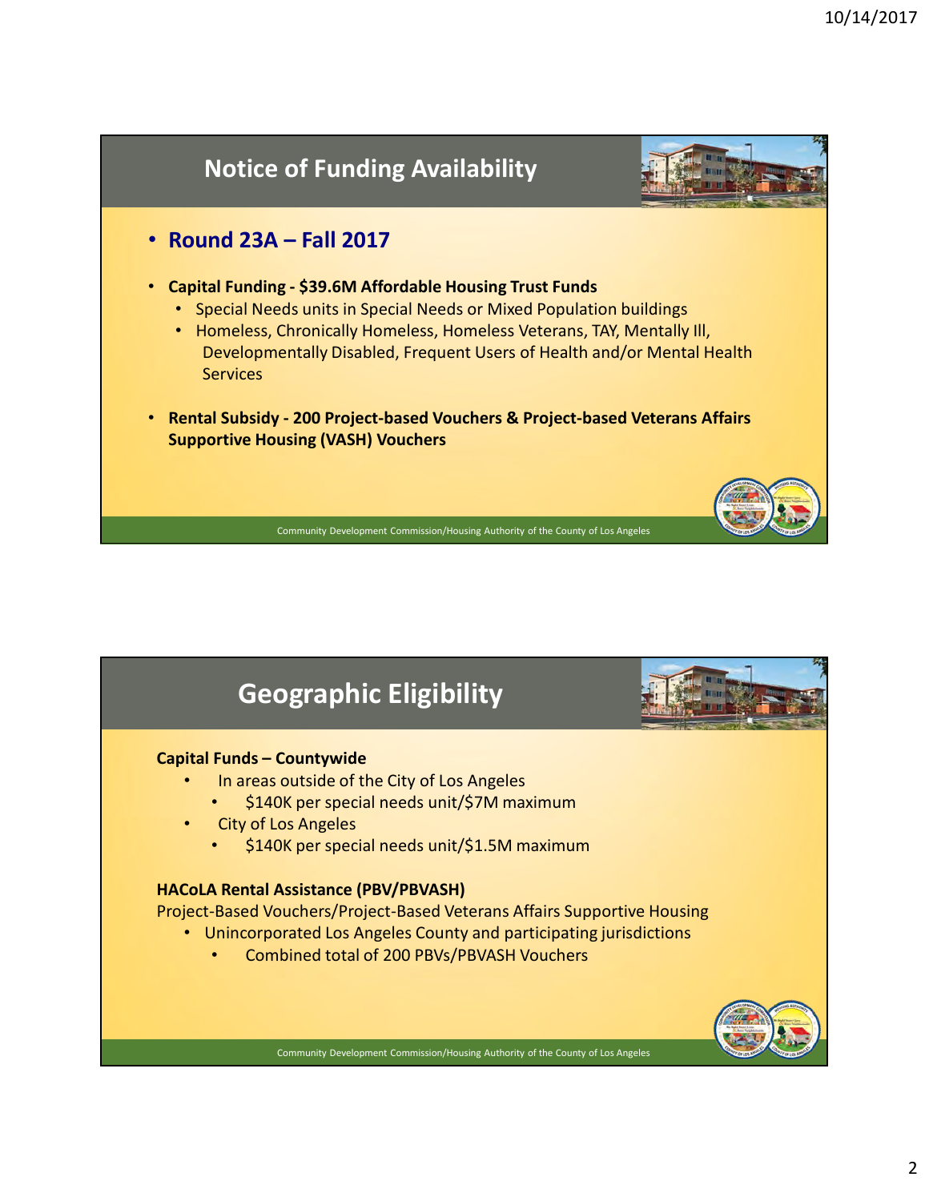## Notice of Funding Availability

- **Round 23A – Fall 2017**
- **Capital Funding - $39.6M Affordable Housing Trust Funds**
  - Special Needs units in Special Needs or Mixed Population buildings
  - Homeless, Chronically Homeless, Homeless Veterans, TAY, Mentally Ill, Developmentally Disabled, Frequent Users of Health and/or Mental Health Services
- **Rental Subsidy - 200 Project-based Vouchers & Project-based Veterans Affairs Supportive Housing (VASH) Vouchers**

Community Development Commission/Housing Authority of the County of Los Angeles

## Geographic Eligibility

**Capital Funds – Countywide**

- In areas outside of the City of Los Angeles
  - $140K per special needs unit/$7M maximum
- City of Los Angeles
  - $140K per special needs unit/$1.5M maximum

**HACoLA Rental Assistance (PBV/PBVASH)**

Project-Based Vouchers/Project-Based Veterans Affairs Supportive Housing

- Unincorporated Los Angeles County and participating jurisdictions
  - Combined total of 200 PBVs/PBVASH Vouchers

Community Development Commission/Housing Authority of the County of Los Angeles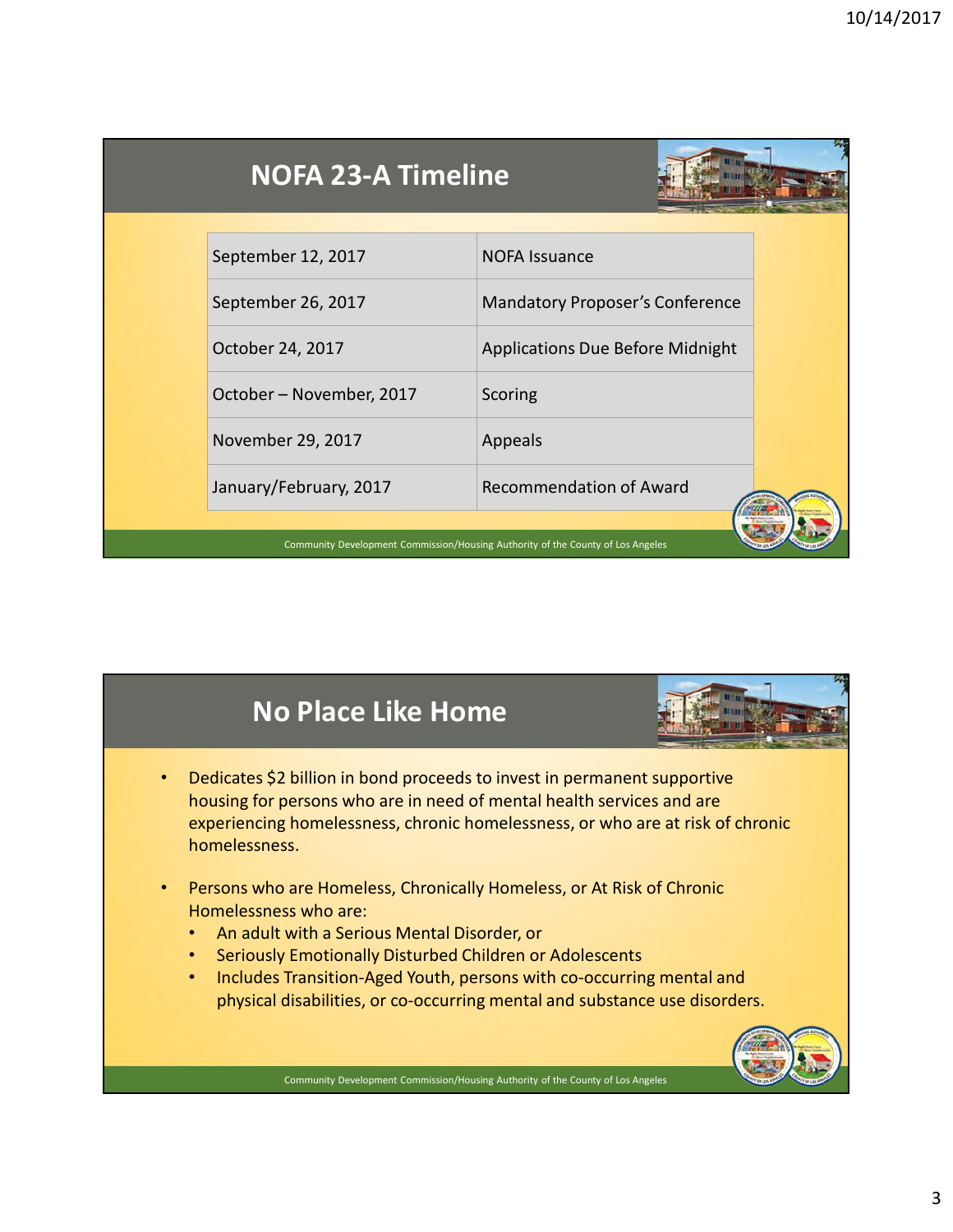## NOFA 23-A Timeline

| | |
|---|---|
| September 12, 2017 | NOFA Issuance |
| September 26, 2017 | Mandatory Proposer's Conference |
| October 24, 2017 | Applications Due Before Midnight |
| October – November, 2017 | Scoring |
| November 29, 2017 | Appeals |
| January/February, 2017 | Recommendation of Award |

## No Place Like Home

- Dedicates $2 billion in bond proceeds to invest in permanent supportive housing for persons who are in need of mental health services and are experiencing homelessness, chronic homelessness, or who are at risk of chronic homelessness.
- Persons who are Homeless, Chronically Homeless, or At Risk of Chronic Homelessness who are:
  - An adult with a Serious Mental Disorder, or
  - Seriously Emotionally Disturbed Children or Adolescents
  - Includes Transition-Aged Youth, persons with co-occurring mental and physical disabilities, or co-occurring mental and substance use disorders.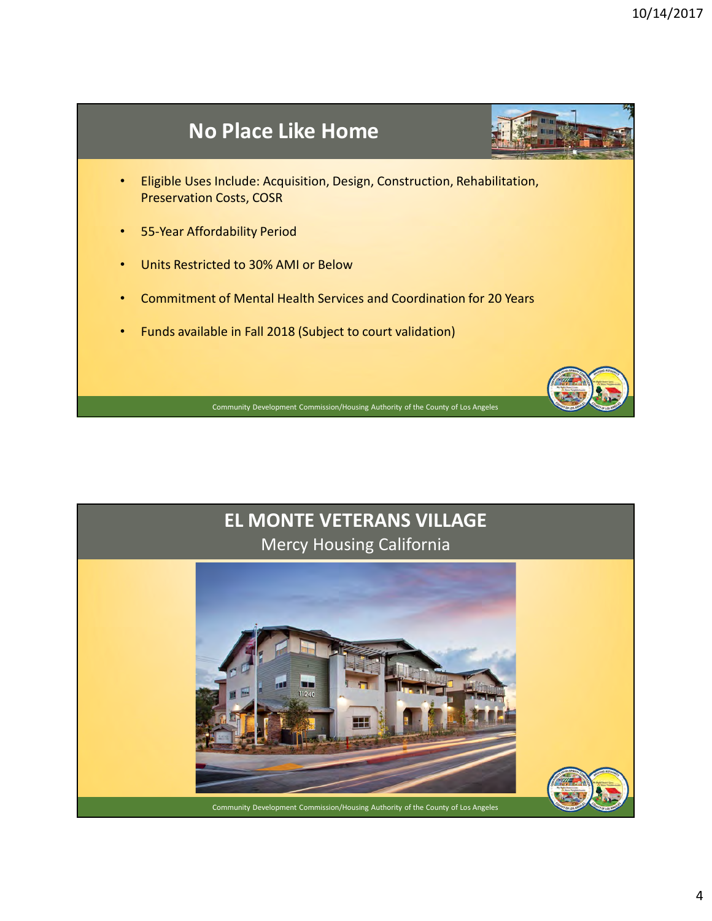## No Place Like Home

- Eligible Uses Include: Acquisition, Design, Construction, Rehabilitation, Preservation Costs, COSR
- 55-Year Affordability Period
- Units Restricted to 30% AMI or Below
- Commitment of Mental Health Services and Coordination for 20 Years
- Funds available in Fall 2018 (Subject to court validation)

Community Development Commission/Housing Authority of the County of Los Angeles

## EL MONTE VETERANS VILLAGE

Mercy Housing California

Community Development Commission/Housing Authority of the County of Los Angeles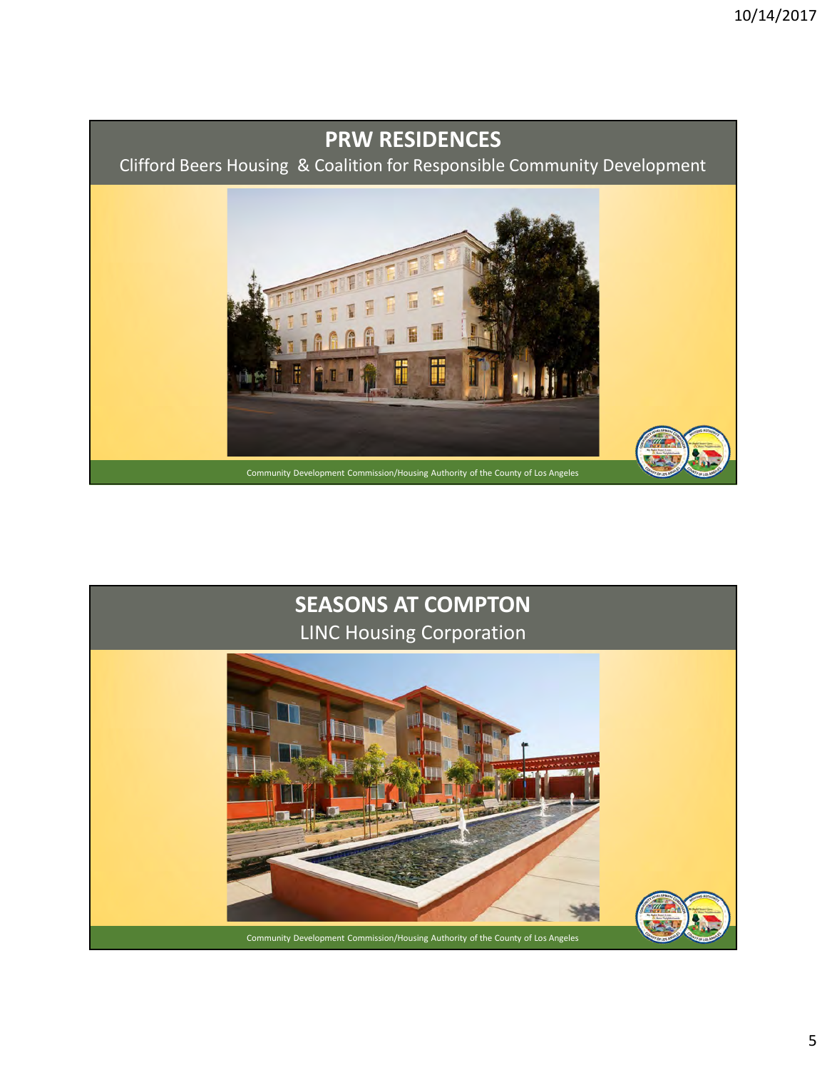## PRW RESIDENCES

Clifford Beers Housing & Coalition for Responsible Community Development

Community Development Commission/Housing Authority of the County of Los Angeles

## SEASONS AT COMPTON

LINC Housing Corporation

Community Development Commission/Housing Authority of the County of Los Angeles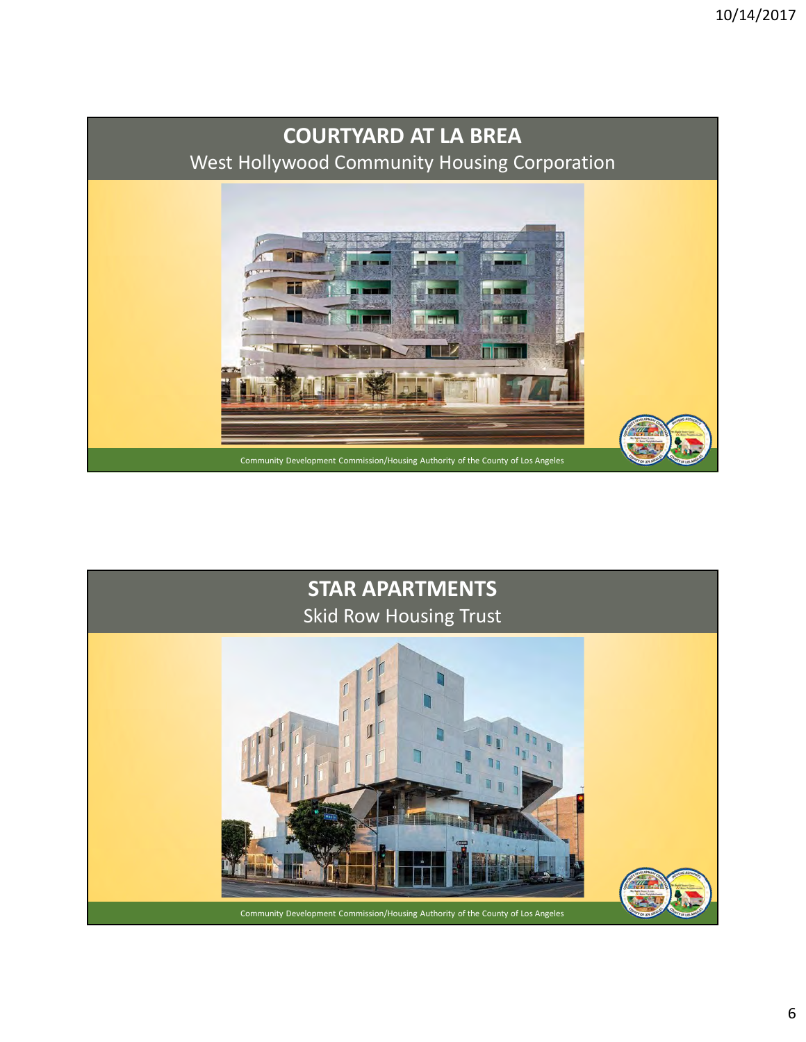## COURTYARD AT LA BREA

West Hollywood Community Housing Corporation

Community Development Commission/Housing Authority of the County of Los Angeles

## STAR APARTMENTS

Skid Row Housing Trust

Community Development Commission/Housing Authority of the County of Los Angeles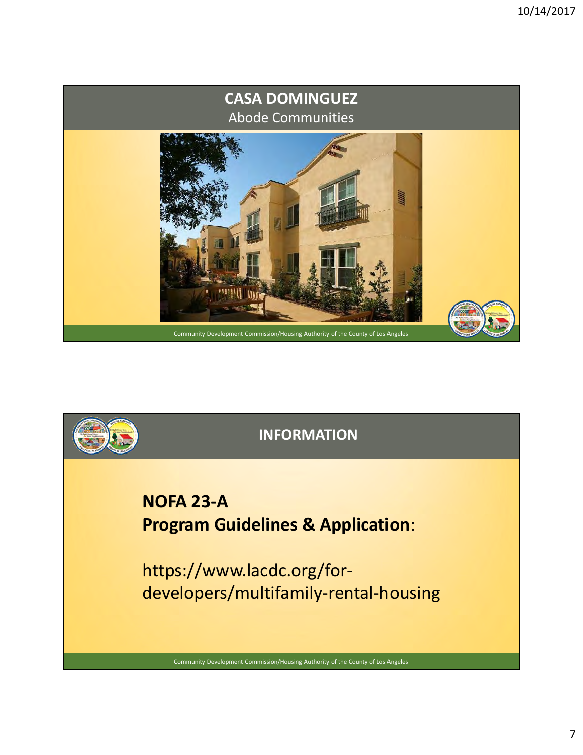## CASA DOMINGUEZ

Abode Communities

Community Development Commission/Housing Authority of the County of Los Angeles

## INFORMATION

**NOFA 23-A**
**Program Guidelines & Application**:

https://www.lacdc.org/for-developers/multifamily-rental-housing

Community Development Commission/Housing Authority of the County of Los Angeles